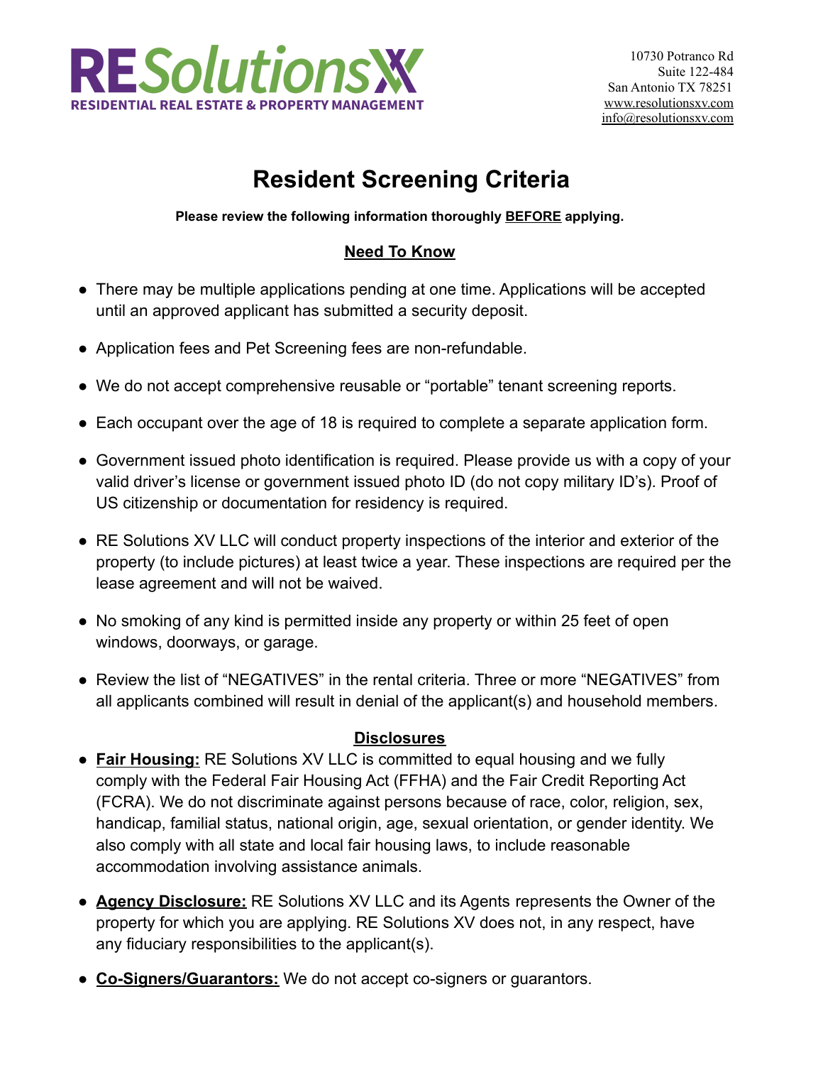**RESolutionsXV**
**RESIDENTIAL REAL ESTATE & PROPERTY MANAGEMENT**

10730 Potranco Rd
Suite 122-484
San Antonio TX 78251
www.resolutionsxv.com
info@resolutionsxv.com

# Resident Screening Criteria

**Please review the following information thoroughly BEFORE applying.**

## Need To Know

- There may be multiple applications pending at one time. Applications will be accepted until an approved applicant has submitted a security deposit.
- Application fees and Pet Screening fees are non-refundable.
- We do not accept comprehensive reusable or "portable" tenant screening reports.
- Each occupant over the age of 18 is required to complete a separate application form.
- Government issued photo identification is required. Please provide us with a copy of your valid driver's license or government issued photo ID (do not copy military ID's). Proof of US citizenship or documentation for residency is required.
- RE Solutions XV LLC will conduct property inspections of the interior and exterior of the property (to include pictures) at least twice a year. These inspections are required per the lease agreement and will not be waived.
- No smoking of any kind is permitted inside any property or within 25 feet of open windows, doorways, or garage.
- Review the list of "NEGATIVES" in the rental criteria. Three or more "NEGATIVES" from all applicants combined will result in denial of the applicant(s) and household members.

## Disclosures

- **Fair Housing:** RE Solutions XV LLC is committed to equal housing and we fully comply with the Federal Fair Housing Act (FFHA) and the Fair Credit Reporting Act (FCRA). We do not discriminate against persons because of race, color, religion, sex, handicap, familial status, national origin, age, sexual orientation, or gender identity. We also comply with all state and local fair housing laws, to include reasonable accommodation involving assistance animals.
- **Agency Disclosure:** RE Solutions XV LLC and its Agents represents the Owner of the property for which you are applying. RE Solutions XV does not, in any respect, have any fiduciary responsibilities to the applicant(s).
- **Co-Signers/Guarantors:** We do not accept co-signers or guarantors.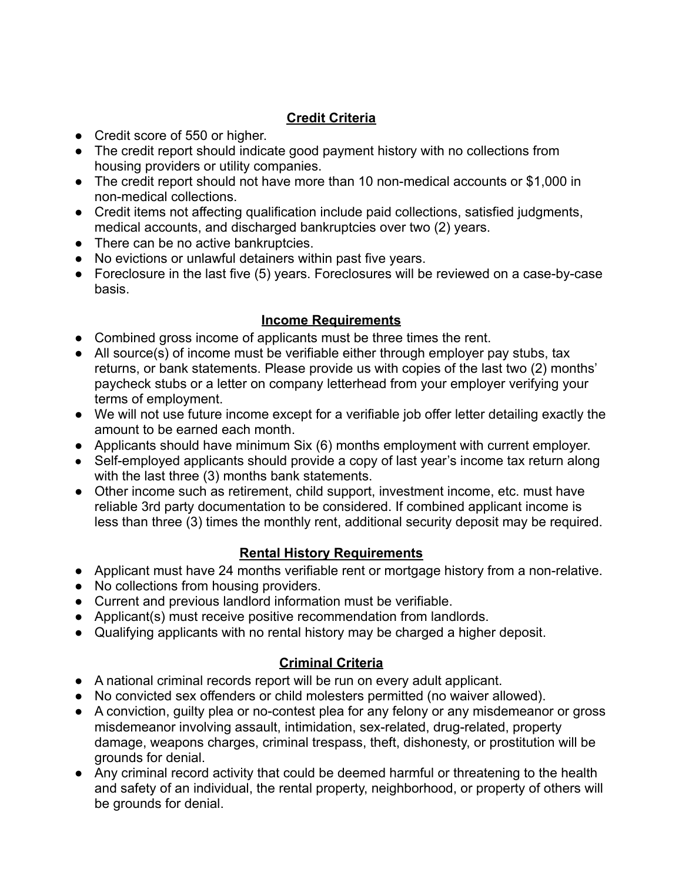## Credit Criteria

- Credit score of 550 or higher.
- The credit report should indicate good payment history with no collections from housing providers or utility companies.
- The credit report should not have more than 10 non-medical accounts or $1,000 in non-medical collections.
- Credit items not affecting qualification include paid collections, satisfied judgments, medical accounts, and discharged bankruptcies over two (2) years.
- There can be no active bankruptcies.
- No evictions or unlawful detainers within past five years.
- Foreclosure in the last five (5) years. Foreclosures will be reviewed on a case-by-case basis.

## Income Requirements

- Combined gross income of applicants must be three times the rent.
- All source(s) of income must be verifiable either through employer pay stubs, tax returns, or bank statements. Please provide us with copies of the last two (2) months' paycheck stubs or a letter on company letterhead from your employer verifying your terms of employment.
- We will not use future income except for a verifiable job offer letter detailing exactly the amount to be earned each month.
- Applicants should have minimum Six (6) months employment with current employer.
- Self-employed applicants should provide a copy of last year's income tax return along with the last three (3) months bank statements.
- Other income such as retirement, child support, investment income, etc. must have reliable 3rd party documentation to be considered. If combined applicant income is less than three (3) times the monthly rent, additional security deposit may be required.

## Rental History Requirements

- Applicant must have 24 months verifiable rent or mortgage history from a non-relative.
- No collections from housing providers.
- Current and previous landlord information must be verifiable.
- Applicant(s) must receive positive recommendation from landlords.
- Qualifying applicants with no rental history may be charged a higher deposit.

## Criminal Criteria

- A national criminal records report will be run on every adult applicant.
- No convicted sex offenders or child molesters permitted (no waiver allowed).
- A conviction, guilty plea or no-contest plea for any felony or any misdemeanor or gross misdemeanor involving assault, intimidation, sex-related, drug-related, property damage, weapons charges, criminal trespass, theft, dishonesty, or prostitution will be grounds for denial.
- Any criminal record activity that could be deemed harmful or threatening to the health and safety of an individual, the rental property, neighborhood, or property of others will be grounds for denial.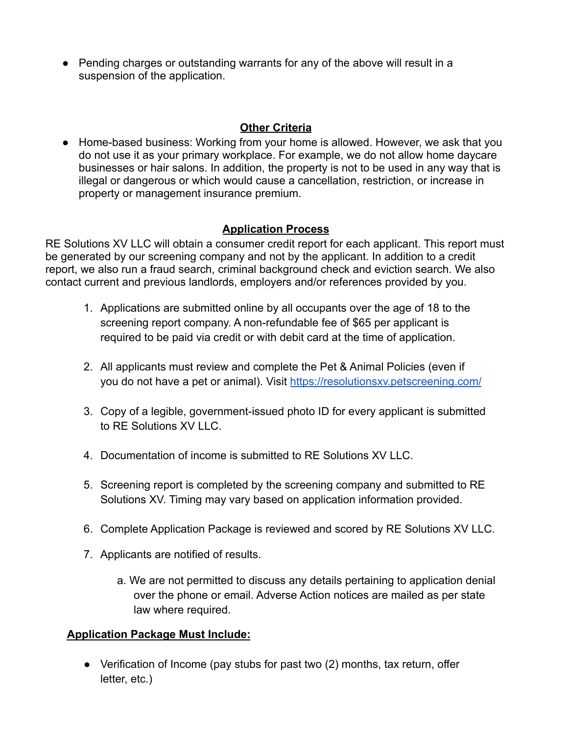- Pending charges or outstanding warrants for any of the above will result in a suspension of the application.

## Other Criteria

- Home-based business: Working from your home is allowed. However, we ask that you do not use it as your primary workplace. For example, we do not allow home daycare businesses or hair salons. In addition, the property is not to be used in any way that is illegal or dangerous or which would cause a cancellation, restriction, or increase in property or management insurance premium.

## Application Process

RE Solutions XV LLC will obtain a consumer credit report for each applicant. This report must be generated by our screening company and not by the applicant. In addition to a credit report, we also run a fraud search, criminal background check and eviction search. We also contact current and previous landlords, employers and/or references provided by you.

1. Applications are submitted online by all occupants over the age of 18 to the screening report company. A non-refundable fee of $65 per applicant is required to be paid via credit or with debit card at the time of application.

2. All applicants must review and complete the Pet & Animal Policies (even if you do not have a pet or animal). Visit https://resolutionsxv.petscreening.com/

3. Copy of a legible, government-issued photo ID for every applicant is submitted to RE Solutions XV LLC.

4. Documentation of income is submitted to RE Solutions XV LLC.

5. Screening report is completed by the screening company and submitted to RE Solutions XV. Timing may vary based on application information provided.

6. Complete Application Package is reviewed and scored by RE Solutions XV LLC.

7. Applicants are notified of results.
   a. We are not permitted to discuss any details pertaining to application denial over the phone or email. Adverse Action notices are mailed as per state law where required.

**Application Package Must Include:**

- Verification of Income (pay stubs for past two (2) months, tax return, offer letter, etc.)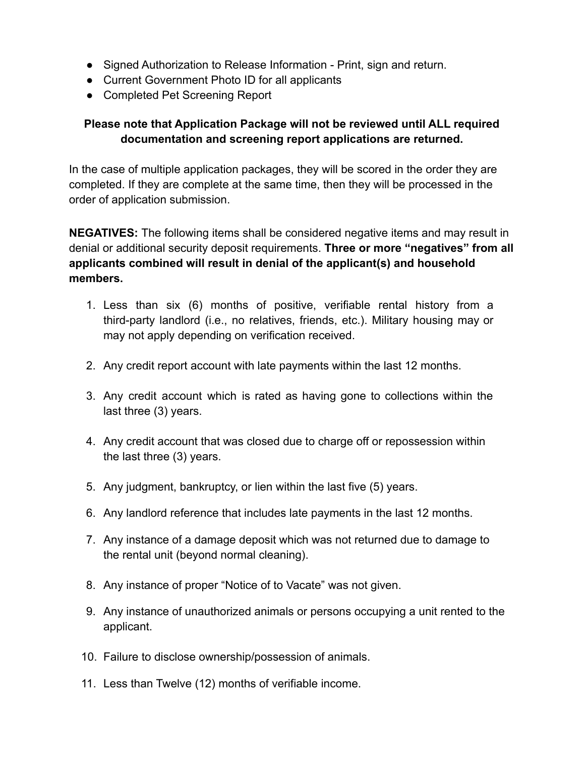- Signed Authorization to Release Information - Print, sign and return.
- Current Government Photo ID for all applicants
- Completed Pet Screening Report

**Please note that Application Package will not be reviewed until ALL required documentation and screening report applications are returned.**

In the case of multiple application packages, they will be scored in the order they are completed. If they are complete at the same time, then they will be processed in the order of application submission.

**NEGATIVES:** The following items shall be considered negative items and may result in denial or additional security deposit requirements. **Three or more "negatives" from all applicants combined will result in denial of the applicant(s) and household members.**

1. Less than six (6) months of positive, verifiable rental history from a third-party landlord (i.e., no relatives, friends, etc.). Military housing may or may not apply depending on verification received.
2. Any credit report account with late payments within the last 12 months.
3. Any credit account which is rated as having gone to collections within the last three (3) years.
4. Any credit account that was closed due to charge off or repossession within the last three (3) years.
5. Any judgment, bankruptcy, or lien within the last five (5) years.
6. Any landlord reference that includes late payments in the last 12 months.
7. Any instance of a damage deposit which was not returned due to damage to the rental unit (beyond normal cleaning).
8. Any instance of proper "Notice of to Vacate" was not given.
9. Any instance of unauthorized animals or persons occupying a unit rented to the applicant.
10. Failure to disclose ownership/possession of animals.
11. Less than Twelve (12) months of verifiable income.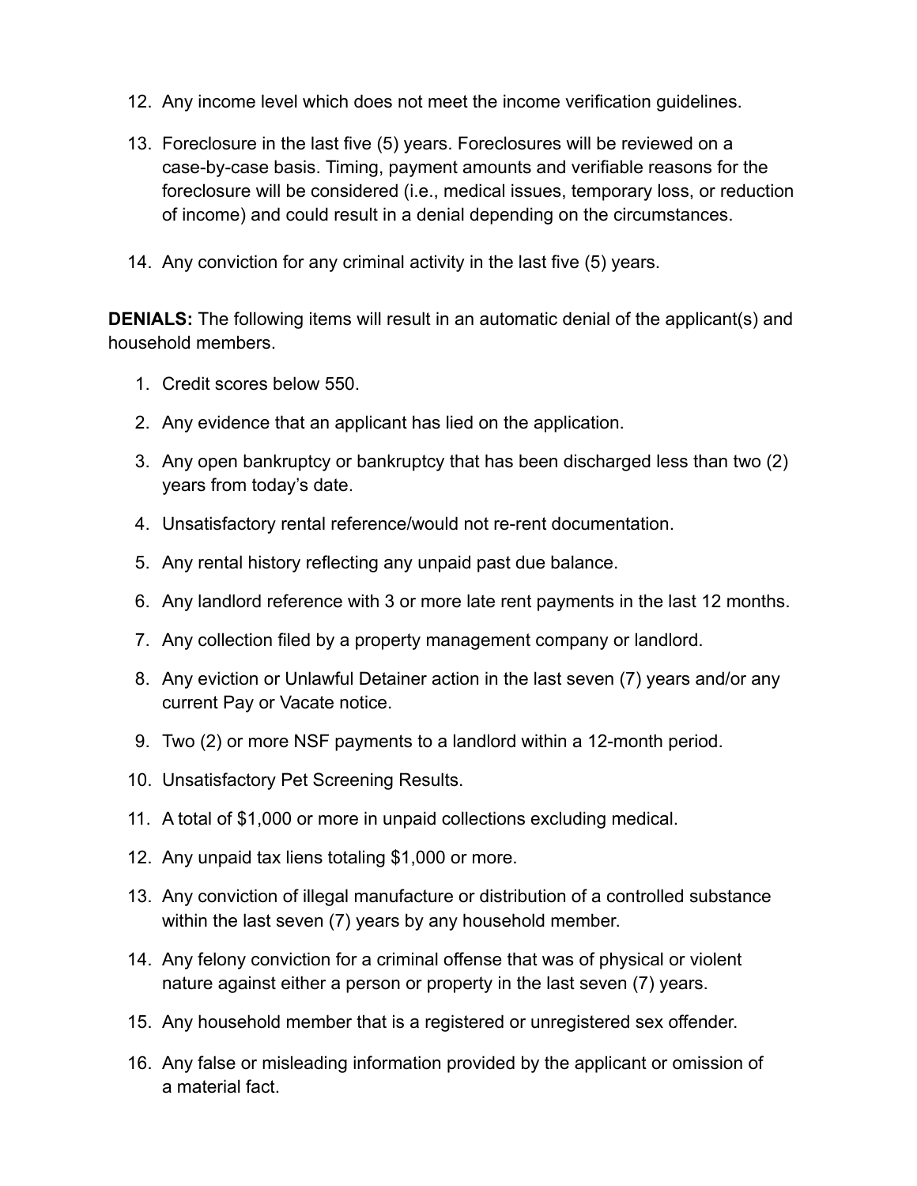12. Any income level which does not meet the income verification guidelines.

13. Foreclosure in the last five (5) years. Foreclosures will be reviewed on a case-by-case basis. Timing, payment amounts and verifiable reasons for the foreclosure will be considered (i.e., medical issues, temporary loss, or reduction of income) and could result in a denial depending on the circumstances.

14. Any conviction for any criminal activity in the last five (5) years.

**DENIALS:** The following items will result in an automatic denial of the applicant(s) and household members.

1. Credit scores below 550.

2. Any evidence that an applicant has lied on the application.

3. Any open bankruptcy or bankruptcy that has been discharged less than two (2) years from today's date.

4. Unsatisfactory rental reference/would not re-rent documentation.

5. Any rental history reflecting any unpaid past due balance.

6. Any landlord reference with 3 or more late rent payments in the last 12 months.

7. Any collection filed by a property management company or landlord.

8. Any eviction or Unlawful Detainer action in the last seven (7) years and/or any current Pay or Vacate notice.

9. Two (2) or more NSF payments to a landlord within a 12-month period.

10. Unsatisfactory Pet Screening Results.

11. A total of $1,000 or more in unpaid collections excluding medical.

12. Any unpaid tax liens totaling $1,000 or more.

13. Any conviction of illegal manufacture or distribution of a controlled substance within the last seven (7) years by any household member.

14. Any felony conviction for a criminal offense that was of physical or violent nature against either a person or property in the last seven (7) years.

15. Any household member that is a registered or unregistered sex offender.

16. Any false or misleading information provided by the applicant or omission of a material fact.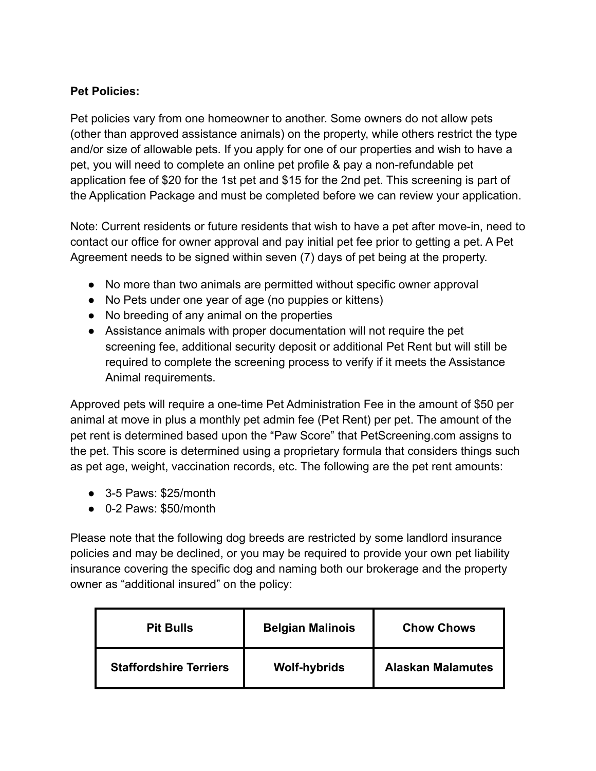**Pet Policies:**

Pet policies vary from one homeowner to another. Some owners do not allow pets (other than approved assistance animals) on the property, while others restrict the type and/or size of allowable pets. If you apply for one of our properties and wish to have a pet, you will need to complete an online pet profile & pay a non-refundable pet application fee of $20 for the 1st pet and $15 for the 2nd pet. This screening is part of the Application Package and must be completed before we can review your application.

Note: Current residents or future residents that wish to have a pet after move-in, need to contact our office for owner approval and pay initial pet fee prior to getting a pet. A Pet Agreement needs to be signed within seven (7) days of pet being at the property.

- No more than two animals are permitted without specific owner approval
- No Pets under one year of age (no puppies or kittens)
- No breeding of any animal on the properties
- Assistance animals with proper documentation will not require the pet screening fee, additional security deposit or additional Pet Rent but will still be required to complete the screening process to verify if it meets the Assistance Animal requirements.

Approved pets will require a one-time Pet Administration Fee in the amount of $50 per animal at move in plus a monthly pet admin fee (Pet Rent) per pet. The amount of the pet rent is determined based upon the "Paw Score" that PetScreening.com assigns to the pet. This score is determined using a proprietary formula that considers things such as pet age, weight, vaccination records, etc. The following are the pet rent amounts:

- 3-5 Paws: $25/month
- 0-2 Paws: $50/month

Please note that the following dog breeds are restricted by some landlord insurance policies and may be declined, or you may be required to provide your own pet liability insurance covering the specific dog and naming both our brokerage and the property owner as "additional insured" on the policy:

| **Pit Bulls** | **Belgian Malinois** | **Chow Chows** |
| --- | --- | --- |
| **Staffordshire Terriers** | **Wolf-hybrids** | **Alaskan Malamutes** |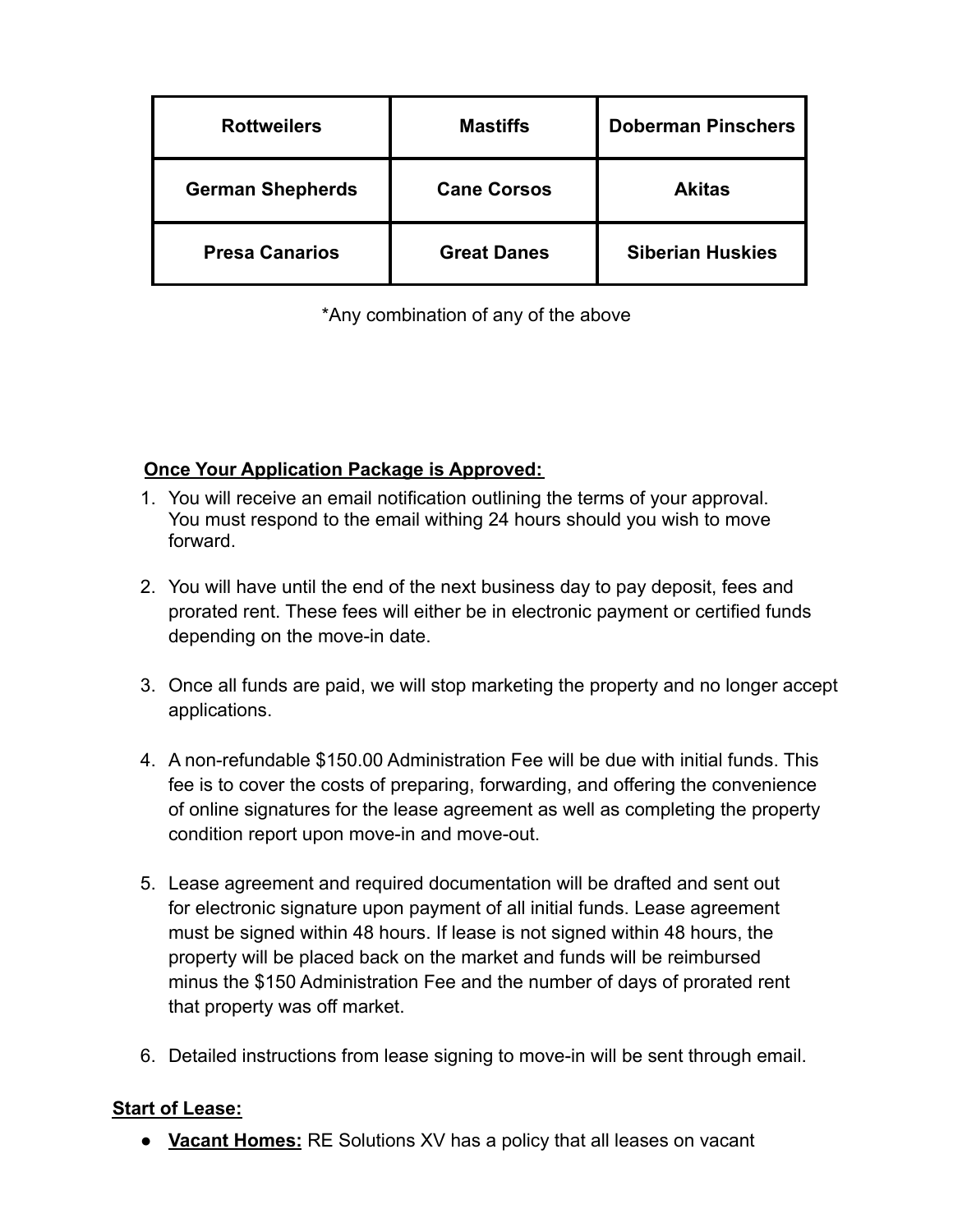| Rottweilers | Mastiffs | Doberman Pinschers |
|---|---|---|
| German Shepherds | Cane Corsos | Akitas |
| Presa Canarios | Great Danes | Siberian Huskies |

*Any combination of any of the above

**Once Your Application Package is Approved:**

1. You will receive an email notification outlining the terms of your approval. You must respond to the email withing 24 hours should you wish to move forward.

2. You will have until the end of the next business day to pay deposit, fees and prorated rent. These fees will either be in electronic payment or certified funds depending on the move-in date.

3. Once all funds are paid, we will stop marketing the property and no longer accept applications.

4. A non-refundable $150.00 Administration Fee will be due with initial funds. This fee is to cover the costs of preparing, forwarding, and offering the convenience of online signatures for the lease agreement as well as completing the property condition report upon move-in and move-out.

5. Lease agreement and required documentation will be drafted and sent out for electronic signature upon payment of all initial funds. Lease agreement must be signed within 48 hours. If lease is not signed within 48 hours, the property will be placed back on the market and funds will be reimbursed minus the $150 Administration Fee and the number of days of prorated rent that property was off market.

6. Detailed instructions from lease signing to move-in will be sent through email.

**Start of Lease:**

- **Vacant Homes:** RE Solutions XV has a policy that all leases on vacant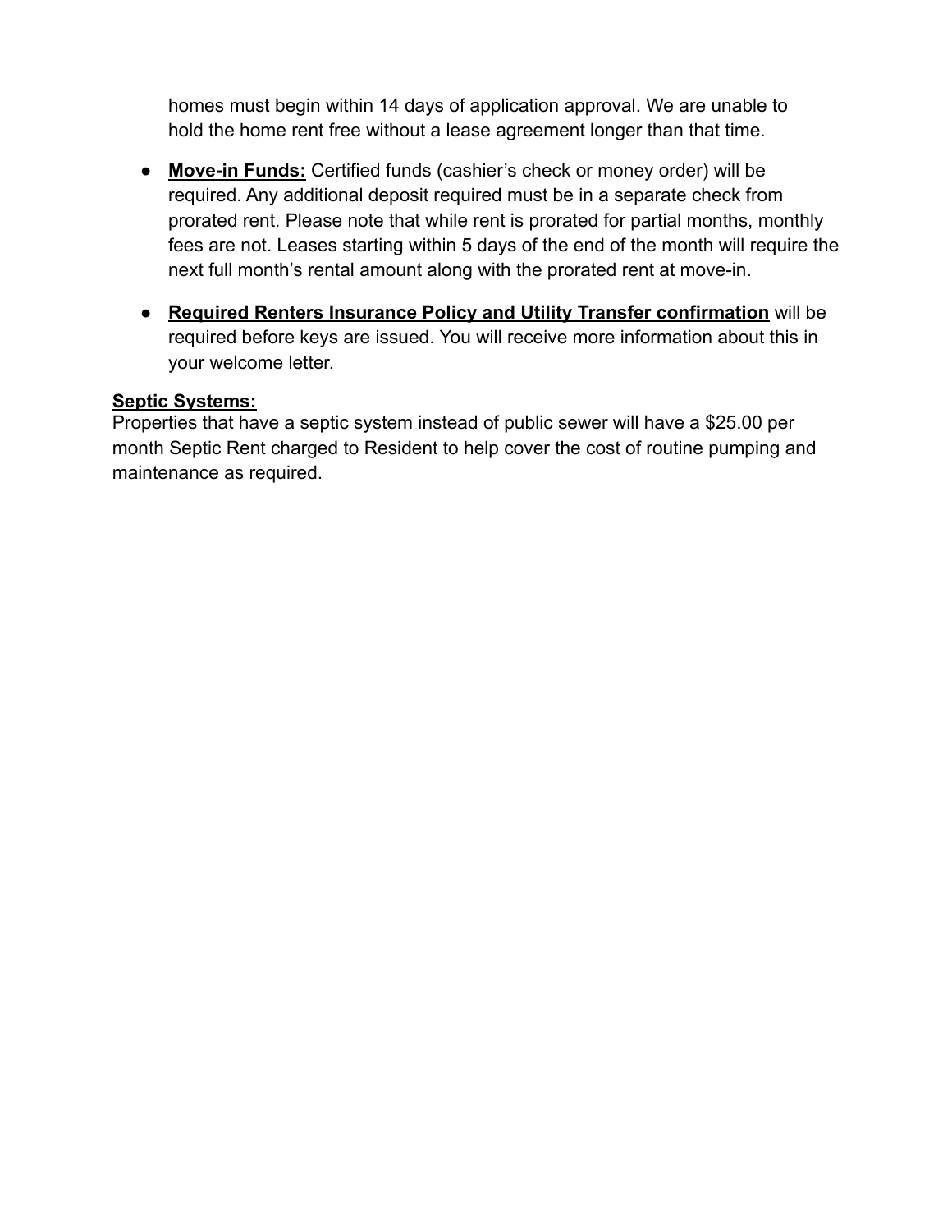homes must begin within 14 days of application approval. We are unable to hold the home rent free without a lease agreement longer than that time.

- **Move-in Funds:** Certified funds (cashier's check or money order) will be required. Any additional deposit required must be in a separate check from prorated rent. Please note that while rent is prorated for partial months, monthly fees are not. Leases starting within 5 days of the end of the month will require the next full month's rental amount along with the prorated rent at move-in.

- **Required Renters Insurance Policy and Utility Transfer confirmation** will be required before keys are issued. You will receive more information about this in your welcome letter.

**Septic Systems:**

Properties that have a septic system instead of public sewer will have a $25.00 per month Septic Rent charged to Resident to help cover the cost of routine pumping and maintenance as required.